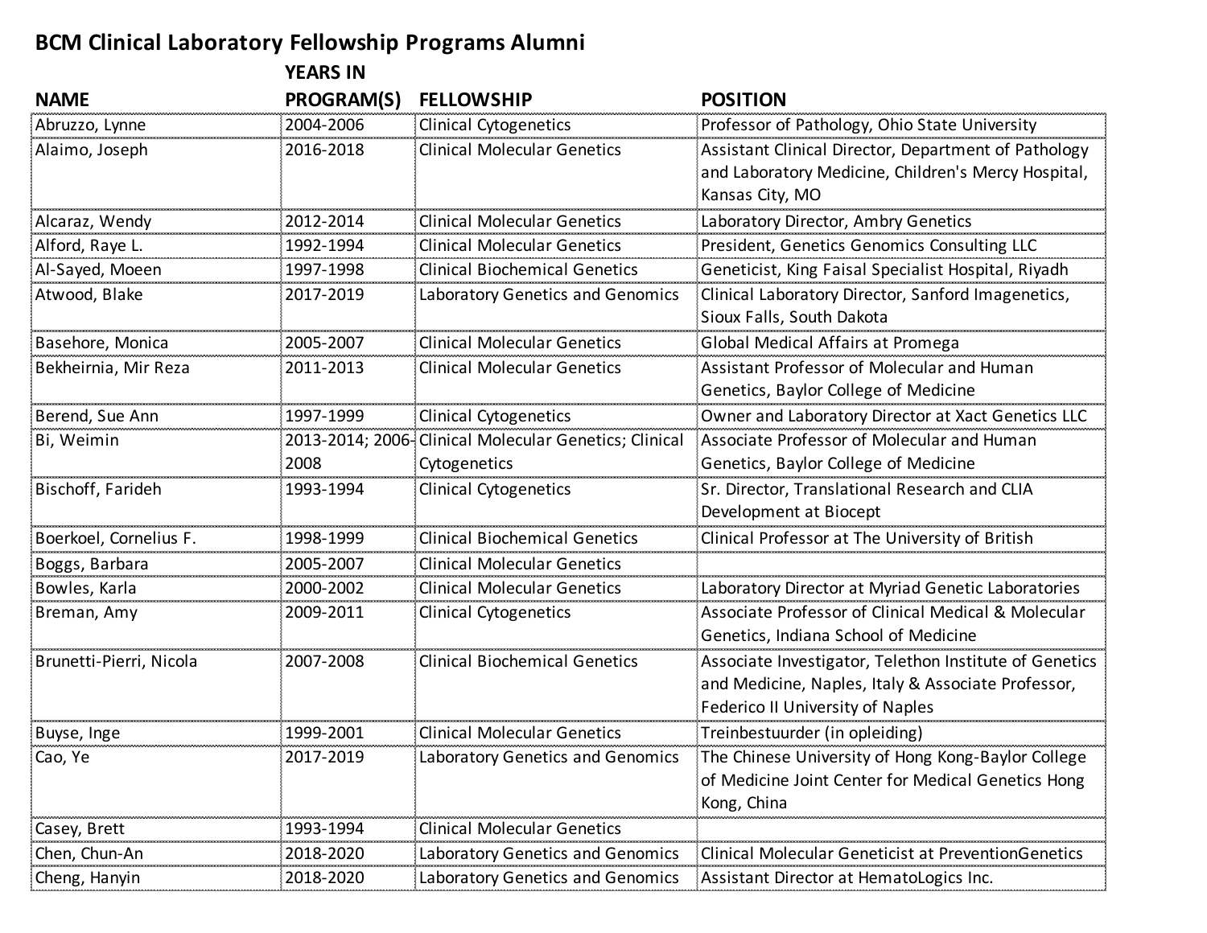# BCM Clinical Laboratory Fellowship Programs Alumni

| NAME | YEARS IN PROGRAM(S) | FELLOWSHIP | POSITION |
|---|---|---|---|
| Abruzzo, Lynne | 2004-2006 | Clinical Cytogenetics | Professor of Pathology, Ohio State University |
| Alaimo, Joseph | 2016-2018 | Clinical Molecular Genetics | Assistant Clinical Director, Department of Pathology and Laboratory Medicine, Children's Mercy Hospital, Kansas City, MO |
| Alcaraz, Wendy | 2012-2014 | Clinical Molecular Genetics | Laboratory Director, Ambry Genetics |
| Alford, Raye L. | 1992-1994 | Clinical Molecular Genetics | President, Genetics Genomics Consulting LLC |
| Al-Sayed, Moeen | 1997-1998 | Clinical Biochemical Genetics | Geneticist, King Faisal Specialist Hospital, Riyadh |
| Atwood, Blake | 2017-2019 | Laboratory Genetics and Genomics | Clinical Laboratory Director, Sanford Imagenetics, Sioux Falls, South Dakota |
| Basehore, Monica | 2005-2007 | Clinical Molecular Genetics | Global Medical Affairs at Promega |
| Bekheirnia, Mir Reza | 2011-2013 | Clinical Molecular Genetics | Assistant Professor of Molecular and Human Genetics, Baylor College of Medicine |
| Berend, Sue Ann | 1997-1999 | Clinical Cytogenetics | Owner and Laboratory Director at Xact Genetics LLC |
| Bi, Weimin | 2013-2014; 2006-2008 | Clinical Molecular Genetics; Clinical Cytogenetics | Associate Professor of Molecular and Human Genetics, Baylor College of Medicine |
| Bischoff, Farideh | 1993-1994 | Clinical Cytogenetics | Sr. Director, Translational Research and CLIA Development at Biocept |
| Boerkoel, Cornelius F. | 1998-1999 | Clinical Biochemical Genetics | Clinical Professor at The University of British |
| Boggs, Barbara | 2005-2007 | Clinical Molecular Genetics | |
| Bowles, Karla | 2000-2002 | Clinical Molecular Genetics | Laboratory Director at Myriad Genetic Laboratories |
| Breman, Amy | 2009-2011 | Clinical Cytogenetics | Associate Professor of Clinical Medical & Molecular Genetics, Indiana School of Medicine |
| Brunetti-Pierri, Nicola | 2007-2008 | Clinical Biochemical Genetics | Associate Investigator, Telethon Institute of Genetics and Medicine, Naples, Italy & Associate Professor, Federico II University of Naples |
| Buyse, Inge | 1999-2001 | Clinical Molecular Genetics | Treinbestuurder (in opleiding) |
| Cao, Ye | 2017-2019 | Laboratory Genetics and Genomics | The Chinese University of Hong Kong-Baylor College of Medicine Joint Center for Medical Genetics Hong Kong, China |
| Casey, Brett | 1993-1994 | Clinical Molecular Genetics | |
| Chen, Chun-An | 2018-2020 | Laboratory Genetics and Genomics | Clinical Molecular Geneticist at PreventionGenetics |
| Cheng, Hanyin | 2018-2020 | Laboratory Genetics and Genomics | Assistant Director at HematoLogics Inc. |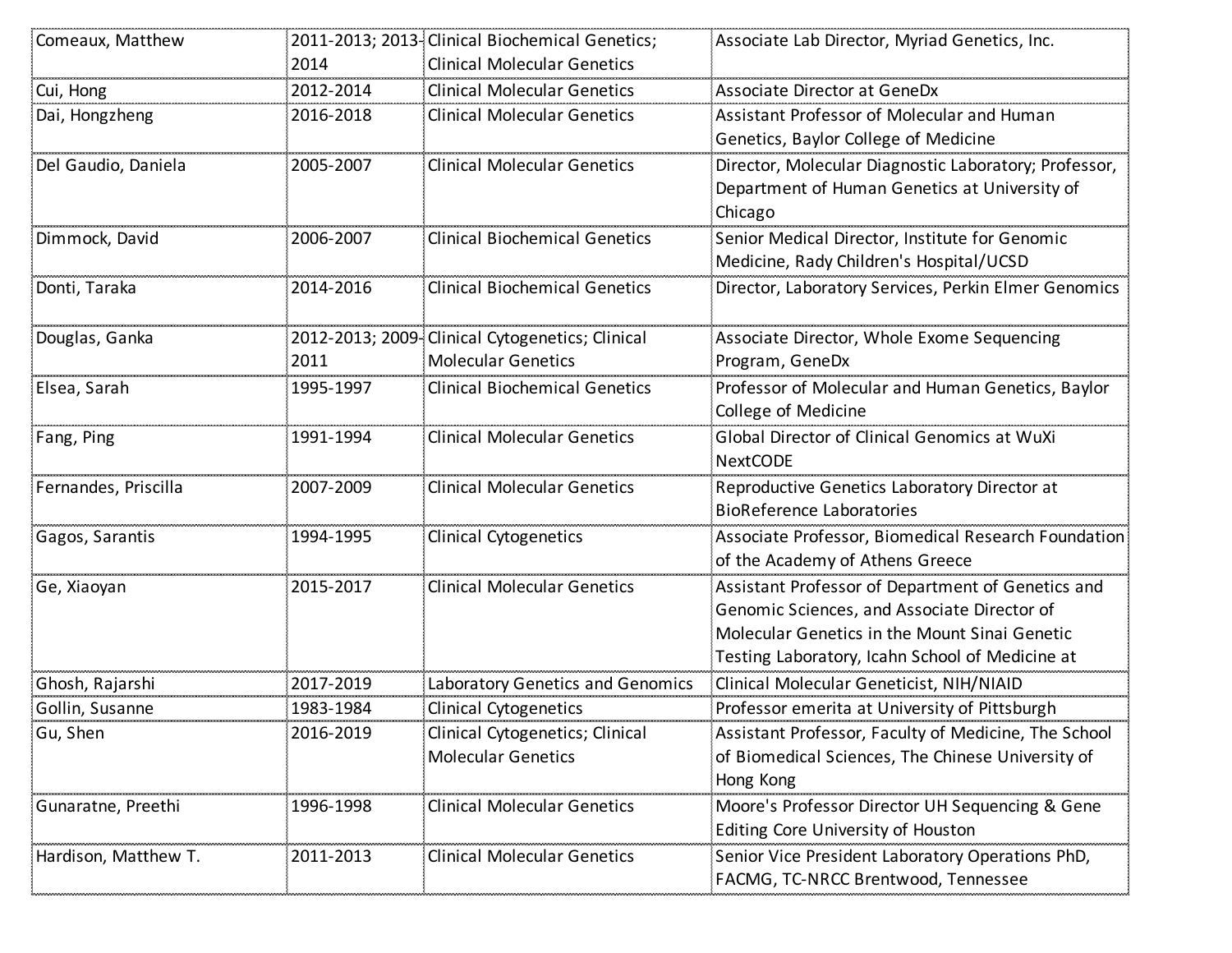| Comeaux, Matthew | 2011-2013; 2013-2014 | Clinical Biochemical Genetics; Clinical Molecular Genetics | Associate Lab Director, Myriad Genetics, Inc. |
|---|---|---|---|
| Cui, Hong | 2012-2014 | Clinical Molecular Genetics | Associate Director at GeneDx |
| Dai, Hongzheng | 2016-2018 | Clinical Molecular Genetics | Assistant Professor of Molecular and Human Genetics, Baylor College of Medicine |
| Del Gaudio, Daniela | 2005-2007 | Clinical Molecular Genetics | Director, Molecular Diagnostic Laboratory; Professor, Department of Human Genetics at University of Chicago |
| Dimmock, David | 2006-2007 | Clinical Biochemical Genetics | Senior Medical Director, Institute for Genomic Medicine, Rady Children's Hospital/UCSD |
| Donti, Taraka | 2014-2016 | Clinical Biochemical Genetics | Director, Laboratory Services, Perkin Elmer Genomics |
| Douglas, Ganka | 2012-2013; 2009-2011 | Clinical Cytogenetics; Clinical Molecular Genetics | Associate Director, Whole Exome Sequencing Program, GeneDx |
| Elsea, Sarah | 1995-1997 | Clinical Biochemical Genetics | Professor of Molecular and Human Genetics, Baylor College of Medicine |
| Fang, Ping | 1991-1994 | Clinical Molecular Genetics | Global Director of Clinical Genomics at WuXi NextCODE |
| Fernandes, Priscilla | 2007-2009 | Clinical Molecular Genetics | Reproductive Genetics Laboratory Director at BioReference Laboratories |
| Gagos, Sarantis | 1994-1995 | Clinical Cytogenetics | Associate Professor, Biomedical Research Foundation of the Academy of Athens Greece |
| Ge, Xiaoyan | 2015-2017 | Clinical Molecular Genetics | Assistant Professor of Department of Genetics and Genomic Sciences, and Associate Director of Molecular Genetics in the Mount Sinai Genetic Testing Laboratory, Icahn School of Medicine at |
| Ghosh, Rajarshi | 2017-2019 | Laboratory Genetics and Genomics | Clinical Molecular Geneticist, NIH/NIAID |
| Gollin, Susanne | 1983-1984 | Clinical Cytogenetics | Professor emerita at University of Pittsburgh |
| Gu, Shen | 2016-2019 | Clinical Cytogenetics; Clinical Molecular Genetics | Assistant Professor, Faculty of Medicine, The School of Biomedical Sciences, The Chinese University of Hong Kong |
| Gunaratne, Preethi | 1996-1998 | Clinical Molecular Genetics | Moore's Professor Director UH Sequencing & Gene Editing Core University of Houston |
| Hardison, Matthew T. | 2011-2013 | Clinical Molecular Genetics | Senior Vice President Laboratory Operations PhD, FACMG, TC-NRCC Brentwood, Tennessee |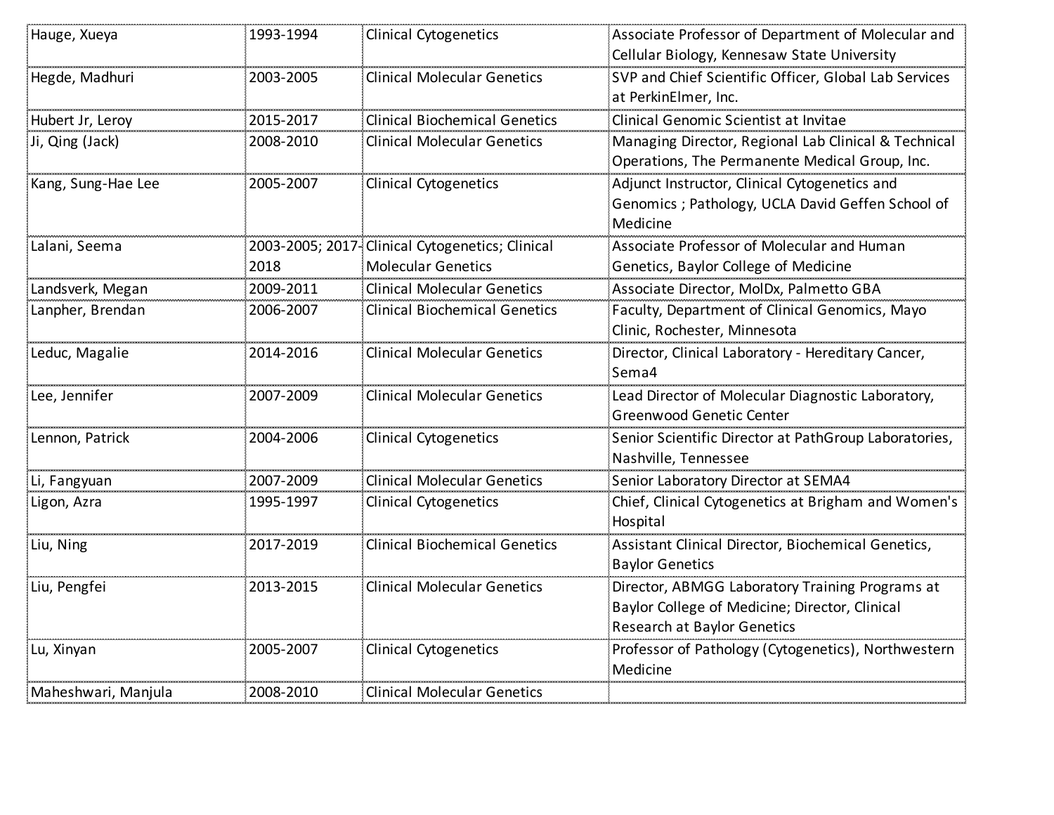| | | | |
|---|---|---|---|
| Hauge, Xueya | 1993-1994 | Clinical Cytogenetics | Associate Professor of Department of Molecular and Cellular Biology, Kennesaw State University |
| Hegde, Madhuri | 2003-2005 | Clinical Molecular Genetics | SVP and Chief Scientific Officer, Global Lab Services at PerkinElmer, Inc. |
| Hubert Jr, Leroy | 2015-2017 | Clinical Biochemical Genetics | Clinical Genomic Scientist at Invitae |
| Ji, Qing (Jack) | 2008-2010 | Clinical Molecular Genetics | Managing Director, Regional Lab Clinical & Technical Operations, The Permanente Medical Group, Inc. |
| Kang, Sung-Hae Lee | 2005-2007 | Clinical Cytogenetics | Adjunct Instructor, Clinical Cytogenetics and Genomics ; Pathology, UCLA David Geffen School of Medicine |
| Lalani, Seema | 2003-2005; 2017-2018 | Clinical Cytogenetics; Clinical Molecular Genetics | Associate Professor of Molecular and Human Genetics, Baylor College of Medicine |
| Landsverk, Megan | 2009-2011 | Clinical Molecular Genetics | Associate Director, MolDx, Palmetto GBA |
| Lanpher, Brendan | 2006-2007 | Clinical Biochemical Genetics | Faculty, Department of Clinical Genomics, Mayo Clinic, Rochester, Minnesota |
| Leduc, Magalie | 2014-2016 | Clinical Molecular Genetics | Director, Clinical Laboratory - Hereditary Cancer, Sema4 |
| Lee, Jennifer | 2007-2009 | Clinical Molecular Genetics | Lead Director of Molecular Diagnostic Laboratory, Greenwood Genetic Center |
| Lennon, Patrick | 2004-2006 | Clinical Cytogenetics | Senior Scientific Director at PathGroup Laboratories, Nashville, Tennessee |
| Li, Fangyuan | 2007-2009 | Clinical Molecular Genetics | Senior Laboratory Director at SEMA4 |
| Ligon, Azra | 1995-1997 | Clinical Cytogenetics | Chief, Clinical Cytogenetics at Brigham and Women's Hospital |
| Liu, Ning | 2017-2019 | Clinical Biochemical Genetics | Assistant Clinical Director, Biochemical Genetics, Baylor Genetics |
| Liu, Pengfei | 2013-2015 | Clinical Molecular Genetics | Director, ABMGG Laboratory Training Programs at Baylor College of Medicine; Director, Clinical Research at Baylor Genetics |
| Lu, Xinyan | 2005-2007 | Clinical Cytogenetics | Professor of Pathology (Cytogenetics), Northwestern Medicine |
| Maheshwari, Manjula | 2008-2010 | Clinical Molecular Genetics | |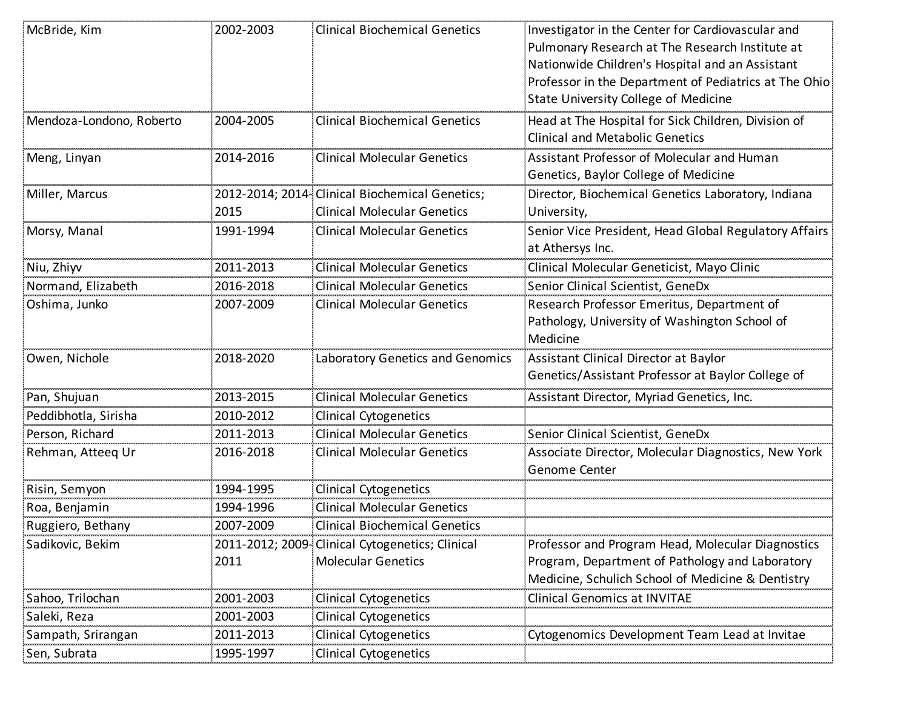| McBride, Kim | 2002-2003 | Clinical Biochemical Genetics | Investigator in the Center for Cardiovascular and Pulmonary Research at The Research Institute at Nationwide Children's Hospital and an Assistant Professor in the Department of Pediatrics at The Ohio State University College of Medicine |
|---|---|---|---|
| Mendoza-Londono, Roberto | 2004-2005 | Clinical Biochemical Genetics | Head at The Hospital for Sick Children, Division of Clinical and Metabolic Genetics |
| Meng, Linyan | 2014-2016 | Clinical Molecular Genetics | Assistant Professor of Molecular and Human Genetics, Baylor College of Medicine |
| Miller, Marcus | 2012-2014; 2014-2015 | Clinical Biochemical Genetics; Clinical Molecular Genetics | Director, Biochemical Genetics Laboratory, Indiana University, |
| Morsy, Manal | 1991-1994 | Clinical Molecular Genetics | Senior Vice President, Head Global Regulatory Affairs at Athersys Inc. |
| Niu, Zhiyv | 2011-2013 | Clinical Molecular Genetics | Clinical Molecular Geneticist, Mayo Clinic |
| Normand, Elizabeth | 2016-2018 | Clinical Molecular Genetics | Senior Clinical Scientist, GeneDx |
| Oshima, Junko | 2007-2009 | Clinical Molecular Genetics | Research Professor Emeritus, Department of Pathology, University of Washington School of Medicine |
| Owen, Nichole | 2018-2020 | Laboratory Genetics and Genomics | Assistant Clinical Director at Baylor Genetics/Assistant Professor at Baylor College of |
| Pan, Shujuan | 2013-2015 | Clinical Molecular Genetics | Assistant Director, Myriad Genetics, Inc. |
| Peddibhotla, Sirisha | 2010-2012 | Clinical Cytogenetics | |
| Person, Richard | 2011-2013 | Clinical Molecular Genetics | Senior Clinical Scientist, GeneDx |
| Rehman, Atteeq Ur | 2016-2018 | Clinical Molecular Genetics | Associate Director, Molecular Diagnostics, New York Genome Center |
| Risin, Semyon | 1994-1995 | Clinical Cytogenetics | |
| Roa, Benjamin | 1994-1996 | Clinical Molecular Genetics | |
| Ruggiero, Bethany | 2007-2009 | Clinical Biochemical Genetics | |
| Sadikovic, Bekim | 2011-2012; 2009-2011 | Clinical Cytogenetics; Clinical Molecular Genetics | Professor and Program Head, Molecular Diagnostics Program, Department of Pathology and Laboratory Medicine, Schulich School of Medicine & Dentistry |
| Sahoo, Trilochan | 2001-2003 | Clinical Cytogenetics | Clinical Genomics at INVITAE |
| Saleki, Reza | 2001-2003 | Clinical Cytogenetics | |
| Sampath, Srirangan | 2011-2013 | Clinical Cytogenetics | Cytogenomics Development Team Lead at Invitae |
| Sen, Subrata | 1995-1997 | Clinical Cytogenetics | |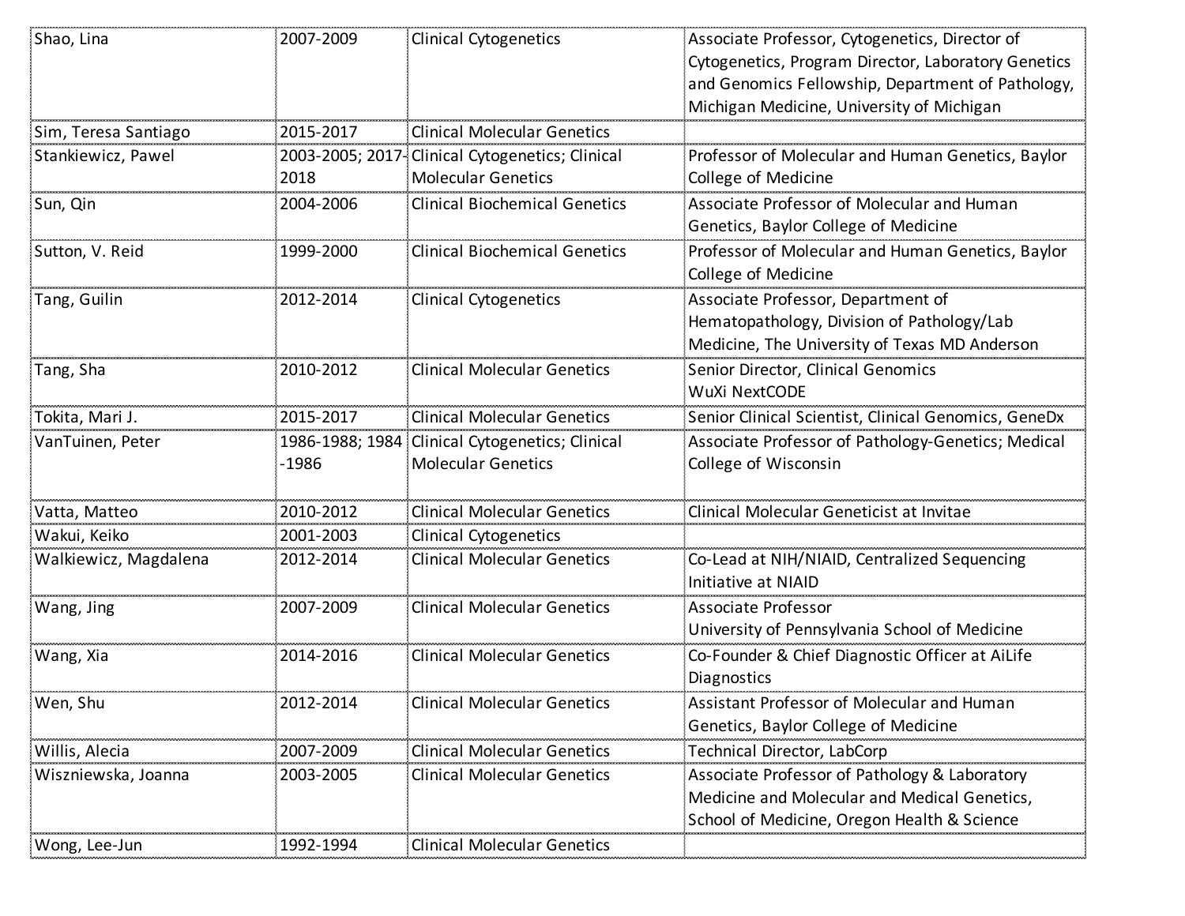| Shao, Lina | 2007-2009 | Clinical Cytogenetics | Associate Professor, Cytogenetics, Director of Cytogenetics, Program Director, Laboratory Genetics and Genomics Fellowship, Department of Pathology, Michigan Medicine, University of Michigan |
|---|---|---|---|
| Sim, Teresa Santiago | 2015-2017 | Clinical Molecular Genetics | |
| Stankiewicz, Pawel | 2003-2005; 2017-2018 | Clinical Cytogenetics; Clinical Molecular Genetics | Professor of Molecular and Human Genetics, Baylor College of Medicine |
| Sun, Qin | 2004-2006 | Clinical Biochemical Genetics | Associate Professor of Molecular and Human Genetics, Baylor College of Medicine |
| Sutton, V. Reid | 1999-2000 | Clinical Biochemical Genetics | Professor of Molecular and Human Genetics, Baylor College of Medicine |
| Tang, Guilin | 2012-2014 | Clinical Cytogenetics | Associate Professor, Department of Hematopathology, Division of Pathology/Lab Medicine, The University of Texas MD Anderson |
| Tang, Sha | 2010-2012 | Clinical Molecular Genetics | Senior Director, Clinical Genomics WuXi NextCODE |
| Tokita, Mari J. | 2015-2017 | Clinical Molecular Genetics | Senior Clinical Scientist, Clinical Genomics, GeneDx |
| VanTuinen, Peter | 1986-1988; 1984-1986 | Clinical Cytogenetics; Clinical Molecular Genetics | Associate Professor of Pathology-Genetics; Medical College of Wisconsin |
| Vatta, Matteo | 2010-2012 | Clinical Molecular Genetics | Clinical Molecular Geneticist at Invitae |
| Wakui, Keiko | 2001-2003 | Clinical Cytogenetics | |
| Walkiewicz, Magdalena | 2012-2014 | Clinical Molecular Genetics | Co-Lead at NIH/NIAID, Centralized Sequencing Initiative at NIAID |
| Wang, Jing | 2007-2009 | Clinical Molecular Genetics | Associate Professor University of Pennsylvania School of Medicine |
| Wang, Xia | 2014-2016 | Clinical Molecular Genetics | Co-Founder & Chief Diagnostic Officer at AiLife Diagnostics |
| Wen, Shu | 2012-2014 | Clinical Molecular Genetics | Assistant Professor of Molecular and Human Genetics, Baylor College of Medicine |
| Willis, Alecia | 2007-2009 | Clinical Molecular Genetics | Technical Director, LabCorp |
| Wiszniewska, Joanna | 2003-2005 | Clinical Molecular Genetics | Associate Professor of Pathology & Laboratory Medicine and Molecular and Medical Genetics, School of Medicine, Oregon Health & Science |
| Wong, Lee-Jun | 1992-1994 | Clinical Molecular Genetics | |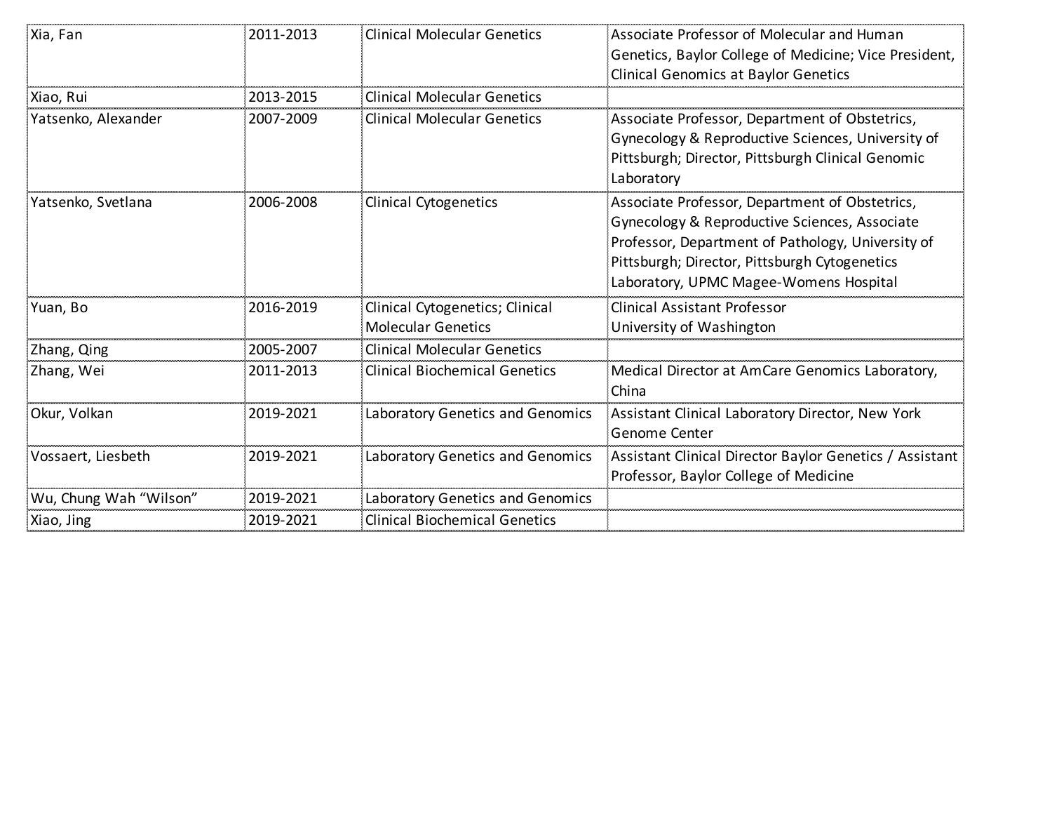| | | | |
|---|---|---|---|
| Xia, Fan | 2011-2013 | Clinical Molecular Genetics | Associate Professor of Molecular and Human Genetics, Baylor College of Medicine; Vice President, Clinical Genomics at Baylor Genetics |
| Xiao, Rui | 2013-2015 | Clinical Molecular Genetics | |
| Yatsenko, Alexander | 2007-2009 | Clinical Molecular Genetics | Associate Professor, Department of Obstetrics, Gynecology & Reproductive Sciences, University of Pittsburgh; Director, Pittsburgh Clinical Genomic Laboratory |
| Yatsenko, Svetlana | 2006-2008 | Clinical Cytogenetics | Associate Professor, Department of Obstetrics, Gynecology & Reproductive Sciences, Associate Professor, Department of Pathology, University of Pittsburgh; Director, Pittsburgh Cytogenetics Laboratory, UPMC Magee-Womens Hospital |
| Yuan, Bo | 2016-2019 | Clinical Cytogenetics; Clinical Molecular Genetics | Clinical Assistant Professor University of Washington |
| Zhang, Qing | 2005-2007 | Clinical Molecular Genetics | |
| Zhang, Wei | 2011-2013 | Clinical Biochemical Genetics | Medical Director at AmCare Genomics Laboratory, China |
| Okur, Volkan | 2019-2021 | Laboratory Genetics and Genomics | Assistant Clinical Laboratory Director, New York Genome Center |
| Vossaert, Liesbeth | 2019-2021 | Laboratory Genetics and Genomics | Assistant Clinical Director Baylor Genetics / Assistant Professor, Baylor College of Medicine |
| Wu, Chung Wah "Wilson" | 2019-2021 | Laboratory Genetics and Genomics | |
| Xiao, Jing | 2019-2021 | Clinical Biochemical Genetics | |